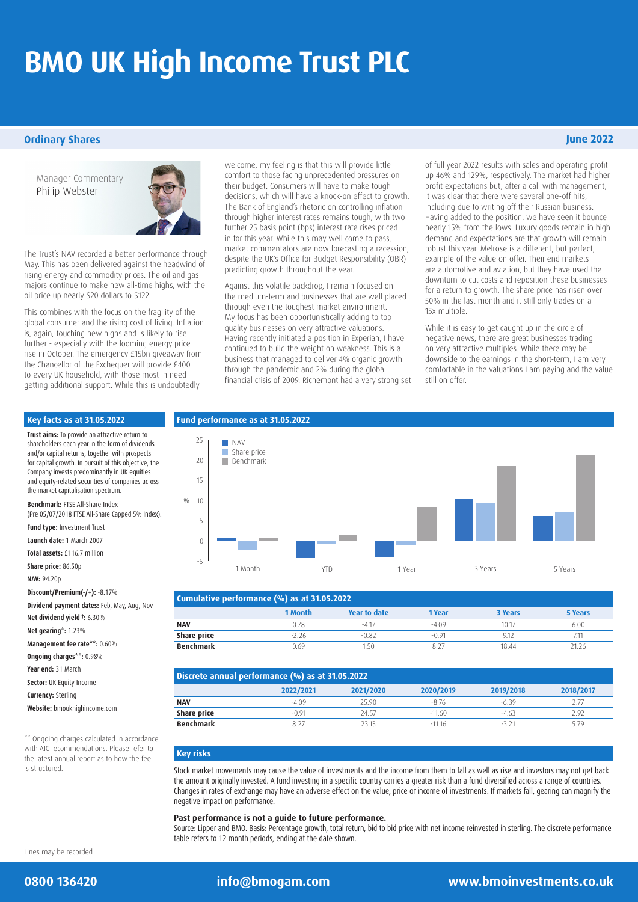# BMO UK High Income Trust PLC

## Ordinary Shares

**June 2022**

Manager Commentary
Philip Webster

The Trust's NAV recorded a better performance through May. This has been delivered against the headwind of rising energy and commodity prices. The oil and gas majors continue to make new all-time highs, with the oil price up nearly $20 dollars to $122.

This combines with the focus on the fragility of the global consumer and the rising cost of living. Inflation is, again, touching new highs and is likely to rise further - especially with the looming energy price rise in October. The emergency £15bn giveaway from the Chancellor of the Exchequer will provide £400 to every UK household, with those most in need getting additional support. While this is undoubtedly welcome, my feeling is that this will provide little comfort to those facing unprecedented pressures on their budget. Consumers will have to make tough decisions, which will have a knock-on effect to growth. The Bank of England's rhetoric on controlling inflation through higher interest rates remains tough, with two further 25 basis point (bps) interest rate rises priced in for this year. While this may well come to pass, market commentators are now forecasting a recession, despite the UK's Office for Budget Responsibility (OBR) predicting growth throughout the year.

Against this volatile backdrop, I remain focused on the medium-term and businesses that are well placed through even the toughest market environment. My focus has been opportunistically adding to top quality businesses on very attractive valuations. Having recently initiated a position in Experian, I have continued to build the weight on weakness. This is a business that managed to deliver 4% organic growth through the pandemic and 2% during the global financial crisis of 2009. Richemont had a very strong set of full year 2022 results with sales and operating profit up 46% and 129%, respectively. The market had higher profit expectations but, after a call with management, it was clear that there were several one-off hits, including due to writing off their Russian business. Having added to the position, we have seen it bounce nearly 15% from the lows. Luxury goods remain in high demand and expectations are that growth will remain robust this year. Melrose is a different, but perfect, example of the value on offer. Their end markets are automotive and aviation, but they have used the downturn to cut costs and reposition these businesses for a return to growth. The share price has risen over 50% in the last month and it still only trades on a 15x multiple.

While it is easy to get caught up in the circle of negative news, there are great businesses trading on very attractive multiples. While there may be downside to the earnings in the short-term, I am very comfortable in the valuations I am paying and the value still on offer.

### Key facts as at 31.05.2022

**Trust aims:** To provide an attractive return to shareholders each year in the form of dividends and/or capital returns, together with prospects for capital growth. In pursuit of this objective, the Company invests predominantly in UK equities and equity-related securities of companies across the market capitalisation spectrum.

**Benchmark:** FTSE All-Share Index (Pre 05/07/2018 FTSE All-Share Capped 5% Index).

**Fund type:** Investment Trust

**Launch date:** 1 March 2007

**Total assets:** £116.7 million

**Share price:** 86.50p

**NAV:** 94.20p

**Discount/Premium(-/+):** -8.17%

**Dividend payment dates:** Feb, May, Aug, Nov

**Net dividend yield †:** 6.30%

**Net gearing*:** 1.23%

**Management fee rate**:** 0.60%

**Ongoing charges**:** 0.98%

**Year end:** 31 March

**Sector:** UK Equity Income

**Currency:** Sterling

**Website:** bmoukhighincome.com

** Ongoing charges calculated in accordance with AIC recommendations. Please refer to the latest annual report as to how the fee is structured.

### Fund performance as at 31.05.2022

### Cumulative performance (%) as at 31.05.2022

| | 1 Month | Year to date | 1 Year | 3 Years | 5 Years |
|---|---|---|---|---|---|
| **NAV** | 0.78 | -4.17 | -4.09 | 10.17 | 6.00 |
| **Share price** | -2.26 | -0.82 | -0.91 | 9.12 | 7.11 |
| **Benchmark** | 0.69 | 1.50 | 8.27 | 18.44 | 21.26 |

### Discrete annual performance (%) as at 31.05.2022

| | 2022/2021 | 2021/2020 | 2020/2019 | 2019/2018 | 2018/2017 |
|---|---|---|---|---|---|
| **NAV** | -4.09 | 25.90 | -8.76 | -6.39 | 2.77 |
| **Share price** | -0.91 | 24.57 | -11.60 | -4.63 | 2.92 |
| **Benchmark** | 8.27 | 23.13 | -11.16 | -3.21 | 5.79 |

### Key risks

Stock market movements may cause the value of investments and the income from them to fall as well as rise and investors may not get back the amount originally invested. A fund investing in a specific country carries a greater risk than a fund diversified across a range of countries. Changes in rates of exchange may have an adverse effect on the value, price or income of investments. If markets fall, gearing can magnify the negative impact on performance.

**Past performance is not a guide to future performance.**

Source: Lipper and BMO. Basis: Percentage growth, total return, bid to bid price with net income reinvested in sterling. The discrete performance table refers to 12 month periods, ending at the date shown.

Lines may be recorded

**0800 136420** | **info@bmogam.com** | **www.bmoinvestments.co.uk**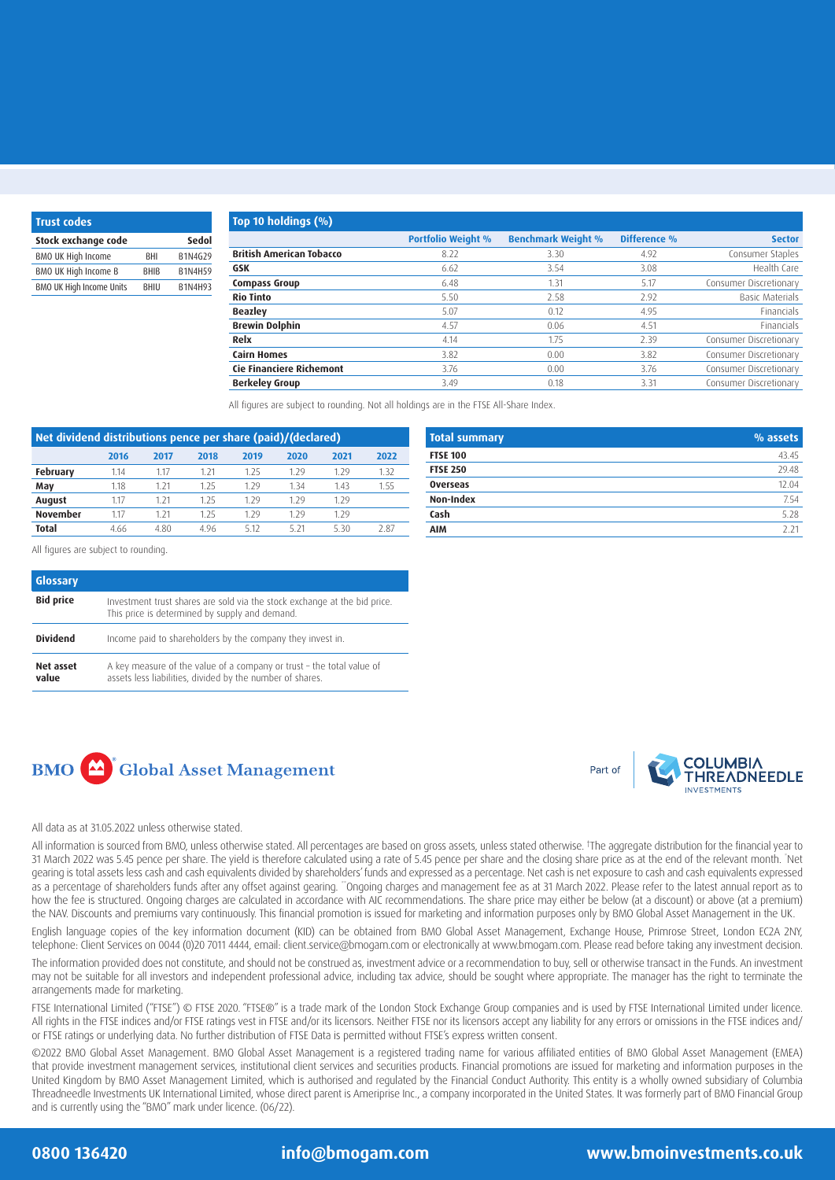## Trust codes

| Stock exchange code | | Sedol |
|---|---|---|
| BMO UK High Income | BHI | B1N4G29 |
| BMO UK High Income B | BHIB | B1N4H59 |
| BMO UK High Income Units | BHIU | B1N4H93 |

## Top 10 holdings (%)

| | Portfolio Weight % | Benchmark Weight % | Difference % | Sector |
|---|---|---|---|---|
| **British American Tobacco** | 8.22 | 3.30 | 4.92 | Consumer Staples |
| **GSK** | 6.62 | 3.54 | 3.08 | Health Care |
| **Compass Group** | 6.48 | 1.31 | 5.17 | Consumer Discretionary |
| **Rio Tinto** | 5.50 | 2.58 | 2.92 | Basic Materials |
| **Beazley** | 5.07 | 0.12 | 4.95 | Financials |
| **Brewin Dolphin** | 4.57 | 0.06 | 4.51 | Financials |
| **Relx** | 4.14 | 1.75 | 2.39 | Consumer Discretionary |
| **Cairn Homes** | 3.82 | 0.00 | 3.82 | Consumer Discretionary |
| **Cie Financiere Richemont** | 3.76 | 0.00 | 3.76 | Consumer Discretionary |
| **Berkeley Group** | 3.49 | 0.18 | 3.31 | Consumer Discretionary |

All figures are subject to rounding. Not all holdings are in the FTSE All-Share Index.

## Net dividend distributions pence per share (paid)/(declared)

| | 2016 | 2017 | 2018 | 2019 | 2020 | 2021 | 2022 |
|---|---|---|---|---|---|---|---|
| **February** | 1.14 | 1.17 | 1.21 | 1.25 | 1.29 | 1.29 | 1.32 |
| **May** | 1.18 | 1.21 | 1.25 | 1.29 | 1.34 | 1.43 | 1.55 |
| **August** | 1.17 | 1.21 | 1.25 | 1.29 | 1.29 | 1.29 | |
| **November** | 1.17 | 1.21 | 1.25 | 1.29 | 1.29 | 1.29 | |
| **Total** | 4.66 | 4.80 | 4.96 | 5.12 | 5.21 | 5.30 | 2.87 |

All figures are subject to rounding.

## Total summary

| | % assets |
|---|---|
| **FTSE 100** | 43.45 |
| **FTSE 250** | 29.48 |
| **Overseas** | 12.04 |
| **Non-Index** | 7.54 |
| **Cash** | 5.28 |
| **AIM** | 2.21 |

## Glossary

| | |
|---|---|
| **Bid price** | Investment trust shares are sold via the stock exchange at the bid price. This price is determined by supply and demand. |
| **Dividend** | Income paid to shareholders by the company they invest in. |
| **Net asset value** | A key measure of the value of a company or trust – the total value of assets less liabilities, divided by the number of shares. |

BMO Global Asset Management

Part of COLUMBIA THREADNEEDLE INVESTMENTS

All data as at 31.05.2022 unless otherwise stated.

All information is sourced from BMO, unless otherwise stated. All percentages are based on gross assets, unless stated otherwise. †The aggregate distribution for the financial year to 31 March 2022 was 5.45 pence per share. The yield is therefore calculated using a rate of 5.45 pence per share and the closing share price as at the end of the relevant month. \*Net gearing is total assets less cash and cash equivalents divided by shareholders' funds and expressed as a percentage. Net cash is net exposure to cash and cash equivalents expressed as a percentage of shareholders funds after any offset against gearing. \*\*Ongoing charges and management fee as at 31 March 2022. Please refer to the latest annual report as to how the fee is structured. Ongoing charges are calculated in accordance with AIC recommendations. The share price may either be below (at a discount) or above (at a premium) the NAV. Discounts and premiums vary continuously. This financial promotion is issued for marketing and information purposes only by BMO Global Asset Management in the UK.

English language copies of the key information document (KID) can be obtained from BMO Global Asset Management, Exchange House, Primrose Street, London EC2A 2NY, telephone: Client Services on 0044 (0)20 7011 4444, email: client.service@bmogam.com or electronically at www.bmogam.com. Please read before taking any investment decision.

The information provided does not constitute, and should not be construed as, investment advice or a recommendation to buy, sell or otherwise transact in the Funds. An investment may not be suitable for all investors and independent professional advice, including tax advice, should be sought where appropriate. The manager has the right to terminate the arrangements made for marketing.

FTSE International Limited ("FTSE") © FTSE 2020. "FTSE®" is a trade mark of the London Stock Exchange Group companies and is used by FTSE International Limited under licence. All rights in the FTSE indices and/or FTSE ratings vest in FTSE and/or its licensors. Neither FTSE nor its licensors accept any liability for any errors or omissions in the FTSE indices and/or FTSE ratings or underlying data. No further distribution of FTSE Data is permitted without FTSE's express written consent.

©2022 BMO Global Asset Management. BMO Global Asset Management is a registered trading name for various affiliated entities of BMO Global Asset Management (EMEA) that provide investment management services, institutional client services and securities products. Financial promotions are issued for marketing and information purposes in the United Kingdom by BMO Asset Management Limited, which is authorised and regulated by the Financial Conduct Authority. This entity is a wholly owned subsidiary of Columbia Threadneedle Investments UK International Limited, whose direct parent is Ameriprise Inc., a company incorporated in the United States. It was formerly part of BMO Financial Group and is currently using the "BMO" mark under licence. (06/22).

**0800 136420** **info@bmogam.com** **www.bmoinvestments.co.uk**